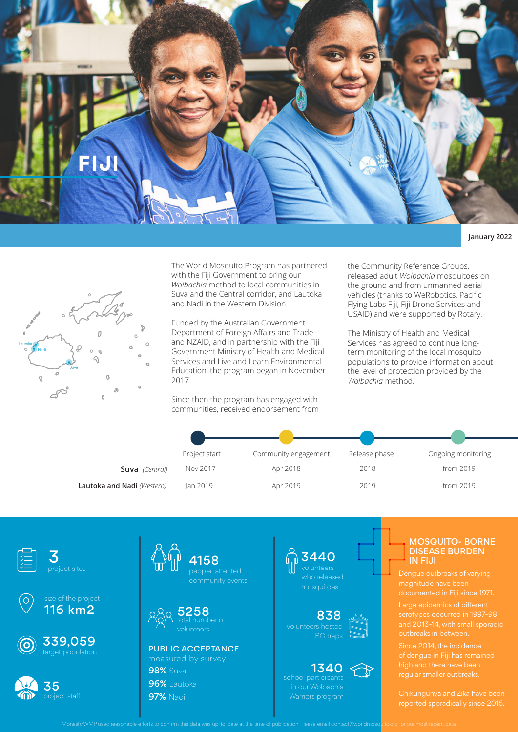# FIJI

January 2022

Lautoka
Nadi
Suva

The World Mosquito Program has partnered with the Fiji Government to bring our *Wolbachia* method to local communities in Suva and the Central corridor, and Lautoka and Nadi in the Western Division.

Funded by the Australian Government Department of Foreign Affairs and Trade and NZAID, and in partnership with the Fiji Government Ministry of Health and Medical Services and Live and Learn Environmental Education, the program began in November 2017.

Since then the program has engaged with communities, received endorsement from the Community Reference Groups, released adult *Wolbachia* mosquitoes on the ground and from unmanned aerial vehicles (thanks to WeRobotics, Pacific Flying Labs Fiji, Fiji Drone Services and USAID) and were supported by Rotary.

The Ministry of Health and Medical Services has agreed to continue long-term monitoring of the local mosquito populations to provide information about the level of protection provided by the *Wolbachia* method.

| | Project start | Community engagement | Release phase | Ongoing monitoring |
|---|---|---|---|---|
| **Suva** *(Central)* | Nov 2017 | Apr 2018 | 2018 | from 2019 |
| **Lautoka and Nadi** *(Western)* | Jan 2019 | Apr 2019 | 2019 | from 2019 |

**3** project sites

size of the project **116 km2**

**339,059** target population

**35** project staff

**4158** people attented community events

**5258** total number of volunteers

**PUBLIC ACCEPTANCE**
measured by survey
**98%** Suva
**96%** Lautoka
**97%** Nadi

**3440** volunteers who released mosquitoes

**838** volunteers hosted BG traps

**1340** school participants in our Wolbachia Warriors program

## MOSQUITO- BORNE DISEASE BURDEN IN FIJI

Dengue outbreaks of varying magnitude have been documented in Fiji since 1971.

Large epidemics of different serotypes occurred in 1997–98 and 2013–14, with small sporadic outbreaks in between.

Since 2014, the incidence of dengue in Fiji has remained high and there have been regular smaller outbreaks.

Chikungunya and Zika have been reported sporadically since 2015.

Monash/WMP used reasonable efforts to confirm this data was up-to-date at the time of publication. Please email contact@worldmosquito.org for our most recent data.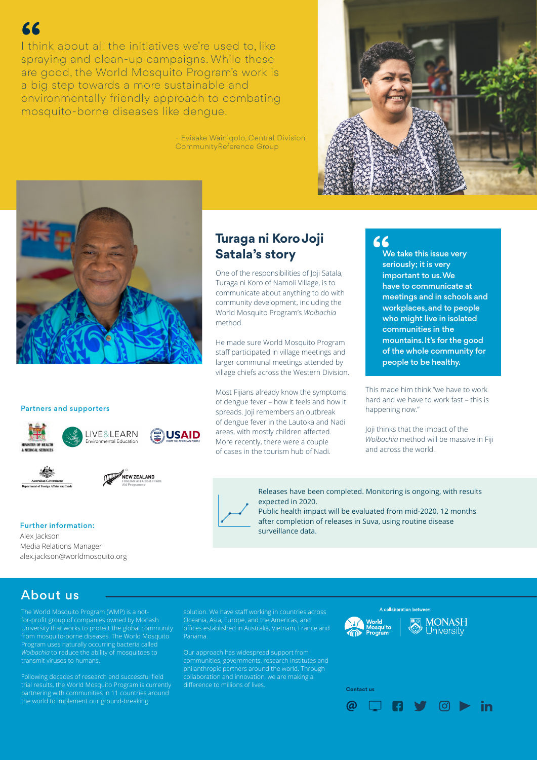> I think about all the initiatives we're used to, like spraying and clean-up campaigns. While these are good, the World Mosquito Program's work is a big step towards a more sustainable and environmentally friendly approach to combating mosquito-borne diseases like dengue.
>
> - Evisake Wainiqolo, Central Division CommunityReference Group

## Turaga ni Koro Joji Satala's story

One of the responsibilities of Joji Satala, Turaga ni Koro of Namoli Village, is to communicate about anything to do with community development, including the World Mosquito Program's *Wolbachia* method.

He made sure World Mosquito Program staff participated in village meetings and larger communal meetings attended by village chiefs across the Western Division.

Most Fijians already know the symptoms of dengue fever – how it feels and how it spreads. Joji remembers an outbreak of dengue fever in the Lautoka and Nadi areas, with mostly children affected. More recently, there were a couple of cases in the tourism hub of Nadi.

> **We take this issue very seriously; it is very important to us. We have to communicate at meetings and in schools and workplaces, and to people who might live in isolated communities in the mountains. It's for the good of the whole community for people to be healthy.**

This made him think "we have to work hard and we have to work fast – this is happening now."

Joji thinks that the impact of the *Wolbachia* method will be massive in Fiji and across the world.

Releases have been completed. Monitoring is ongoing, with results expected in 2020.
Public health impact will be evaluated from mid-2020, 12 months after completion of releases in Suva, using routine disease surveillance data.

**Partners and supporters**

Ministry of Health & Medical Services; Live & Learn Environmental Education; USAID From the American People; Australian Government Department of Foreign Affairs and Trade; New Zealand Foreign Affairs & Trade Aid Programme

**Further information:**
Alex Jackson
Media Relations Manager
alex.jackson@worldmosquito.org

## About us

The World Mosquito Program (WMP) is a not-for-profit group of companies owned by Monash University that works to protect the global community from mosquito-borne diseases. The World Mosquito Program uses naturally occurring bacteria called *Wolbachia* to reduce the ability of mosquitoes to transmit viruses to humans.

Following decades of research and successful field trial results, the World Mosquito Program is currently partnering with communities in 11 countries around the world to implement our ground-breaking solution. We have staff working in countries across Oceania, Asia, Europe, and the Americas, and offices established in Australia, Vietnam, France and Panama.

Our approach has widespread support from communities, governments, research institutes and philanthropic partners around the world. Through collaboration and innovation, we are making a difference to millions of lives.

A collaboration between: World Mosquito Program | Monash University

**Contact us**